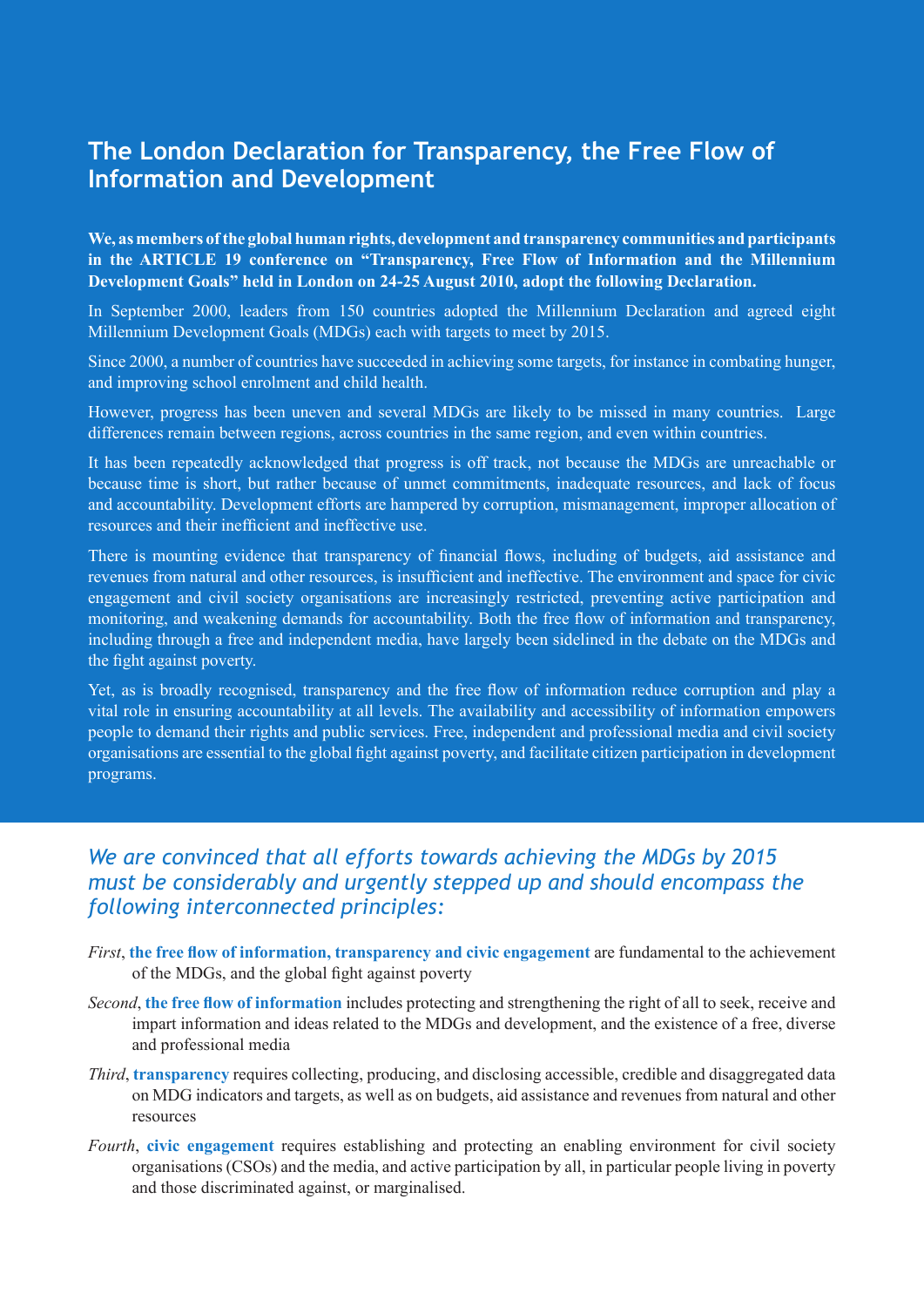# The London Declaration for Transparency, the Free Flow of Information and Development

**We, as members of the global human rights, development and transparency communities and participants in the ARTICLE 19 conference on "Transparency, Free Flow of Information and the Millennium Development Goals" held in London on 24-25 August 2010, adopt the following Declaration.**

In September 2000, leaders from 150 countries adopted the Millennium Declaration and agreed eight Millennium Development Goals (MDGs) each with targets to meet by 2015.

Since 2000, a number of countries have succeeded in achieving some targets, for instance in combating hunger, and improving school enrolment and child health.

However, progress has been uneven and several MDGs are likely to be missed in many countries. Large differences remain between regions, across countries in the same region, and even within countries.

It has been repeatedly acknowledged that progress is off track, not because the MDGs are unreachable or because time is short, but rather because of unmet commitments, inadequate resources, and lack of focus and accountability. Development efforts are hampered by corruption, mismanagement, improper allocation of resources and their inefficient and ineffective use.

There is mounting evidence that transparency of financial flows, including of budgets, aid assistance and revenues from natural and other resources, is insufficient and ineffective. The environment and space for civic engagement and civil society organisations are increasingly restricted, preventing active participation and monitoring, and weakening demands for accountability. Both the free flow of information and transparency, including through a free and independent media, have largely been sidelined in the debate on the MDGs and the fight against poverty.

Yet, as is broadly recognised, transparency and the free flow of information reduce corruption and play a vital role in ensuring accountability at all levels. The availability and accessibility of information empowers people to demand their rights and public services. Free, independent and professional media and civil society organisations are essential to the global fight against poverty, and facilitate citizen participation in development programs.

## *We are convinced that all efforts towards achieving the MDGs by 2015 must be considerably and urgently stepped up and should encompass the following interconnected principles:*

*First*, **the free flow of information, transparency and civic engagement** are fundamental to the achievement of the MDGs, and the global fight against poverty

*Second*, **the free flow of information** includes protecting and strengthening the right of all to seek, receive and impart information and ideas related to the MDGs and development, and the existence of a free, diverse and professional media

*Third*, **transparency** requires collecting, producing, and disclosing accessible, credible and disaggregated data on MDG indicators and targets, as well as on budgets, aid assistance and revenues from natural and other resources

*Fourth*, **civic engagement** requires establishing and protecting an enabling environment for civil society organisations (CSOs) and the media, and active participation by all, in particular people living in poverty and those discriminated against, or marginalised.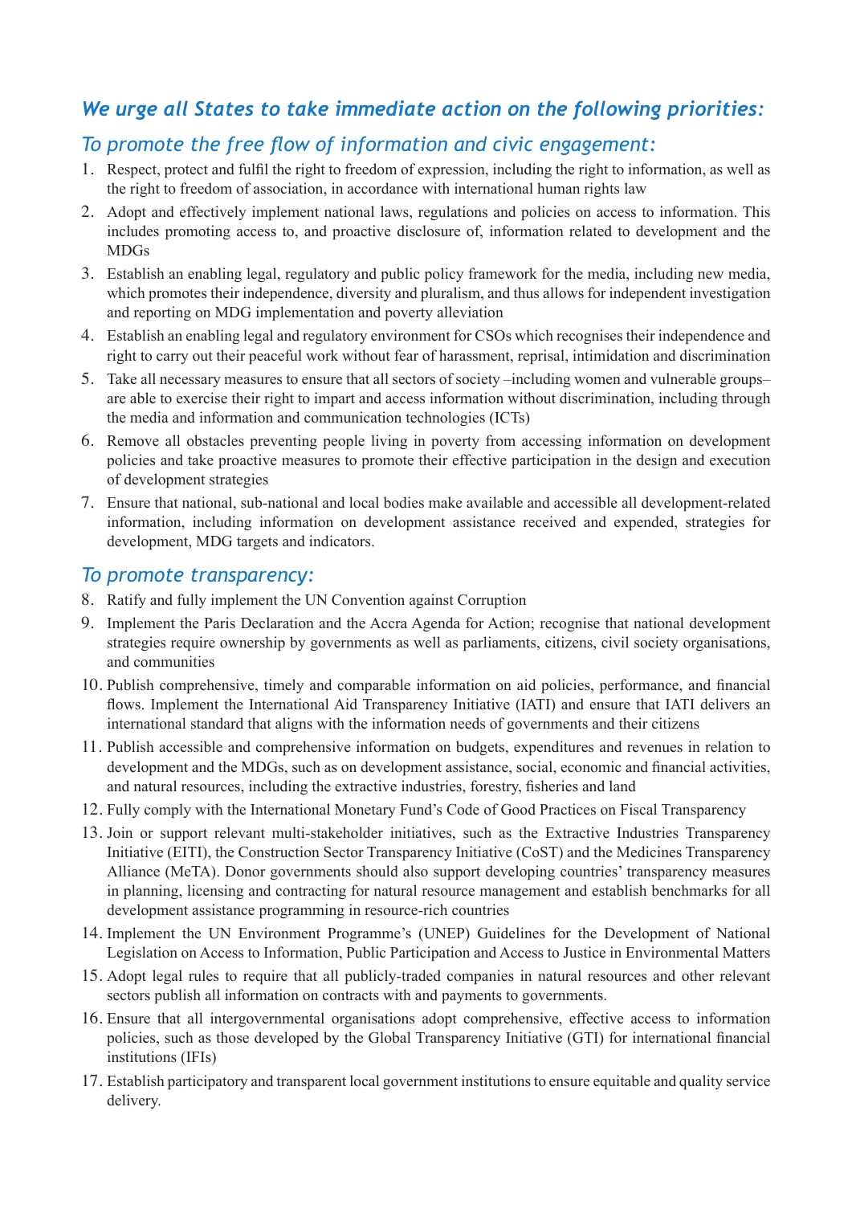## *We urge all States to take immediate action on the following priorities:*

### *To promote the free flow of information and civic engagement:*

1. Respect, protect and fulfil the right to freedom of expression, including the right to information, as well as the right to freedom of association, in accordance with international human rights law
2. Adopt and effectively implement national laws, regulations and policies on access to information. This includes promoting access to, and proactive disclosure of, information related to development and the MDGs
3. Establish an enabling legal, regulatory and public policy framework for the media, including new media, which promotes their independence, diversity and pluralism, and thus allows for independent investigation and reporting on MDG implementation and poverty alleviation
4. Establish an enabling legal and regulatory environment for CSOs which recognises their independence and right to carry out their peaceful work without fear of harassment, reprisal, intimidation and discrimination
5. Take all necessary measures to ensure that all sectors of society –including women and vulnerable groups– are able to exercise their right to impart and access information without discrimination, including through the media and information and communication technologies (ICTs)
6. Remove all obstacles preventing people living in poverty from accessing information on development policies and take proactive measures to promote their effective participation in the design and execution of development strategies
7. Ensure that national, sub-national and local bodies make available and accessible all development-related information, including information on development assistance received and expended, strategies for development, MDG targets and indicators.

### *To promote transparency:*

8. Ratify and fully implement the UN Convention against Corruption
9. Implement the Paris Declaration and the Accra Agenda for Action; recognise that national development strategies require ownership by governments as well as parliaments, citizens, civil society organisations, and communities
10. Publish comprehensive, timely and comparable information on aid policies, performance, and financial flows. Implement the International Aid Transparency Initiative (IATI) and ensure that IATI delivers an international standard that aligns with the information needs of governments and their citizens
11. Publish accessible and comprehensive information on budgets, expenditures and revenues in relation to development and the MDGs, such as on development assistance, social, economic and financial activities, and natural resources, including the extractive industries, forestry, fisheries and land
12. Fully comply with the International Monetary Fund's Code of Good Practices on Fiscal Transparency
13. Join or support relevant multi-stakeholder initiatives, such as the Extractive Industries Transparency Initiative (EITI), the Construction Sector Transparency Initiative (CoST) and the Medicines Transparency Alliance (MeTA). Donor governments should also support developing countries' transparency measures in planning, licensing and contracting for natural resource management and establish benchmarks for all development assistance programming in resource-rich countries
14. Implement the UN Environment Programme's (UNEP) Guidelines for the Development of National Legislation on Access to Information, Public Participation and Access to Justice in Environmental Matters
15. Adopt legal rules to require that all publicly-traded companies in natural resources and other relevant sectors publish all information on contracts with and payments to governments.
16. Ensure that all intergovernmental organisations adopt comprehensive, effective access to information policies, such as those developed by the Global Transparency Initiative (GTI) for international financial institutions (IFIs)
17. Establish participatory and transparent local government institutions to ensure equitable and quality service delivery.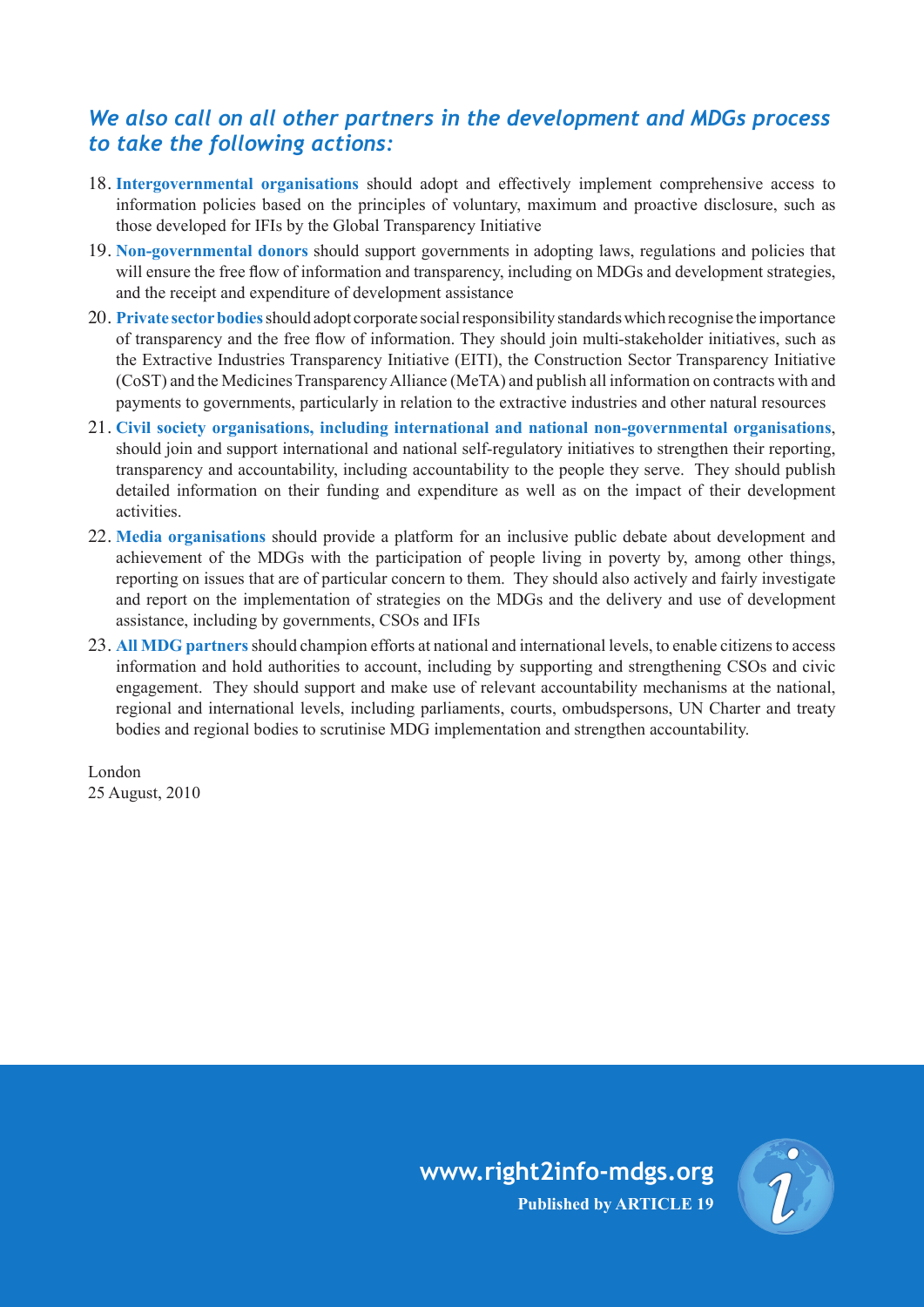## *We also call on all other partners in the development and MDGs process to take the following actions:*

18. **Intergovernmental organisations** should adopt and effectively implement comprehensive access to information policies based on the principles of voluntary, maximum and proactive disclosure, such as those developed for IFIs by the Global Transparency Initiative
19. **Non-governmental donors** should support governments in adopting laws, regulations and policies that will ensure the free flow of information and transparency, including on MDGs and development strategies, and the receipt and expenditure of development assistance
20. **Private sector bodies** should adopt corporate social responsibility standards which recognise the importance of transparency and the free flow of information. They should join multi-stakeholder initiatives, such as the Extractive Industries Transparency Initiative (EITI), the Construction Sector Transparency Initiative (CoST) and the Medicines Transparency Alliance (MeTA) and publish all information on contracts with and payments to governments, particularly in relation to the extractive industries and other natural resources
21. **Civil society organisations, including international and national non-governmental organisations**, should join and support international and national self-regulatory initiatives to strengthen their reporting, transparency and accountability, including accountability to the people they serve. They should publish detailed information on their funding and expenditure as well as on the impact of their development activities.
22. **Media organisations** should provide a platform for an inclusive public debate about development and achievement of the MDGs with the participation of people living in poverty by, among other things, reporting on issues that are of particular concern to them. They should also actively and fairly investigate and report on the implementation of strategies on the MDGs and the delivery and use of development assistance, including by governments, CSOs and IFIs
23. **All MDG partners** should champion efforts at national and international levels, to enable citizens to access information and hold authorities to account, including by supporting and strengthening CSOs and civic engagement. They should support and make use of relevant accountability mechanisms at the national, regional and international levels, including parliaments, courts, ombudspersons, UN Charter and treaty bodies and regional bodies to scrutinise MDG implementation and strengthen accountability.

London
25 August, 2010

**www.right2info-mdgs.org**

**Published by ARTICLE 19**